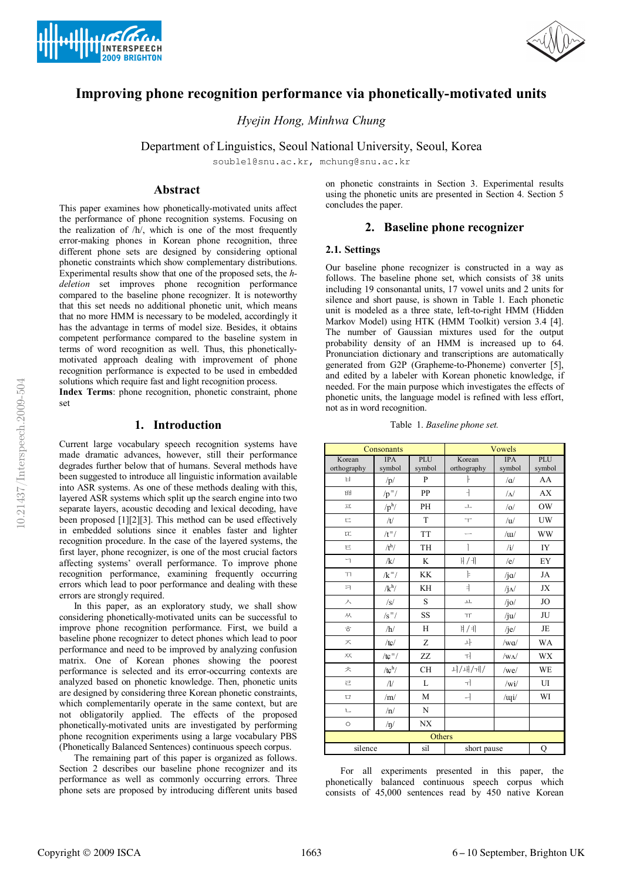# Improving phone recognition performance via phonetically-motivated units

*Hyejin Hong, Minhwa Chung*

Department of Linguistics, Seoul National University, Seoul, Korea

souble1@snu.ac.kr, mchung@snu.ac.kr

## Abstract

This paper examines how phonetically-motivated units affect the performance of phone recognition systems. Focusing on the realization of /h/, which is one of the most frequently error-making phones in Korean phone recognition, three different phone sets are designed by considering optional phonetic constraints which show complementary distributions. Experimental results show that one of the proposed sets, the *h-deletion* set improves phone recognition performance compared to the baseline phone recognizer. It is noteworthy that this set needs no additional phonetic unit, which means that no more HMM is necessary to be modeled, accordingly it has the advantage in terms of model size. Besides, it obtains competent performance compared to the baseline system in terms of word recognition as well. Thus, this phonetically-motivated approach dealing with improvement of phone recognition performance is expected to be used in embedded solutions which require fast and light recognition process.

**Index Terms**: phone recognition, phonetic constraint, phone set

## 1. Introduction

Current large vocabulary speech recognition systems have made dramatic advances, however, still their performance degrades further below that of humans. Several methods have been suggested to introduce all linguistic information available into ASR systems. As one of these methods dealing with this, layered ASR systems which split up the search engine into two separate layers, acoustic decoding and lexical decoding, have been proposed [1][2][3]. This method can be used effectively in embedded solutions since it enables faster and lighter recognition procedure. In the case of the layered systems, the first layer, phone recognizer, is one of the most crucial factors affecting systems' overall performance. To improve phone recognition performance, examining frequently occurring errors which lead to poor performance and dealing with these errors are strongly required.

In this paper, as an exploratory study, we shall show considering phonetically-motivated units can be successful to improve phone recognition performance. First, we build a baseline phone recognizer to detect phones which lead to poor performance and need to be improved by analyzing confusion matrix. One of Korean phones showing the poorest performance is selected and its error-occurring contexts are analyzed based on phonetic knowledge. Then, phonetic units are designed by considering three Korean phonetic constraints, which complementarily operate in the same context, but are not obligatorily applied. The effects of the proposed phonetically-motivated units are investigated by performing phone recognition experiments using a large vocabulary PBS (Phonetically Balanced Sentences) continuous speech corpus.

The remaining part of this paper is organized as follows. Section 2 describes our baseline phone recognizer and its performance as well as commonly occurring errors. Three phone sets are proposed by introducing different units based on phonetic constraints in Section 3. Experimental results using the phonetic units are presented in Section 4. Section 5 concludes the paper.

## 2. Baseline phone recognizer

### 2.1. Settings

Our baseline phone recognizer is constructed in a way as follows. The baseline phone set, which consists of 38 units including 19 consonantal units, 17 vowel units and 2 units for silence and short pause, is shown in Table 1. Each phonetic unit is modeled as a three state, left-to-right HMM (Hidden Markov Model) using HTK (HMM Toolkit) version 3.4 [4]. The number of Gaussian mixtures used for the output probability density of an HMM is increased up to 64. Pronunciation dictionary and transcriptions are automatically generated from G2P (Grapheme-to-Phoneme) converter [5], and edited by a labeler with Korean phonetic knowledge, if needed. For the main purpose which investigates the effects of phonetic units, the language model is refined with less effort, not as in word recognition.

Table 1. *Baseline phone set.*

| Consonants | | | Vowels | | |
|---|---|---|---|---|---|
| Korean orthography | IPA symbol | PLU symbol | Korean orthography | IPA symbol | PLU symbol |
| ㅂ | /p/ | P | ㅏ | /ɑ/ | AA |
| ㅃ | /p⁼/ | PP | ㅓ | /ʌ/ | AX |
| ㅍ | /pʰ/ | PH | ㅗ | /o/ | OW |
| ㄷ | /t/ | T | ㅜ | /u/ | UW |
| ㄸ | /t⁼/ | TT | ㅡ | /ɯ/ | WW |
| ㅌ | /tʰ/ | TH | ㅣ | /i/ | IY |
| ㄱ | /k/ | K | ㅐ/ㅔ | /e/ | EY |
| ㄲ | /k⁼/ | KK | ㅑ | /jɑ/ | JA |
| ㅋ | /kʰ/ | KH | ㅕ | /jʌ/ | JX |
| ㅅ | /s/ | S | ㅛ | /jo/ | JO |
| ㅆ | /s⁼/ | SS | ㅠ | /ju/ | JU |
| ㅎ | /h/ | H | ㅒ/ㅖ | /je/ | JE |
| ㅈ | /ʨ/ | Z | ㅘ | /wɑ/ | WA |
| ㅉ | /ʨ⁼/ | ZZ | ㅝ | /wʌ/ | WX |
| ㅊ | /ʨʰ/ | CH | ㅚ/ㅙ/ㅞ/ | /we/ | WE |
| ㄹ | /l/ | L | ㅟ | /wi/ | UI |
| ㅁ | /m/ | M | ㅢ | /ɰi/ | WI |
| ㄴ | /n/ | N | | | |
| ㅇ | /ŋ/ | NX | | | |
| Others | | | | | |
| silence | | sil | short pause | | Q |

For all experiments presented in this paper, the phonetically balanced continuous speech corpus which consists of 45,000 sentences read by 450 native Korean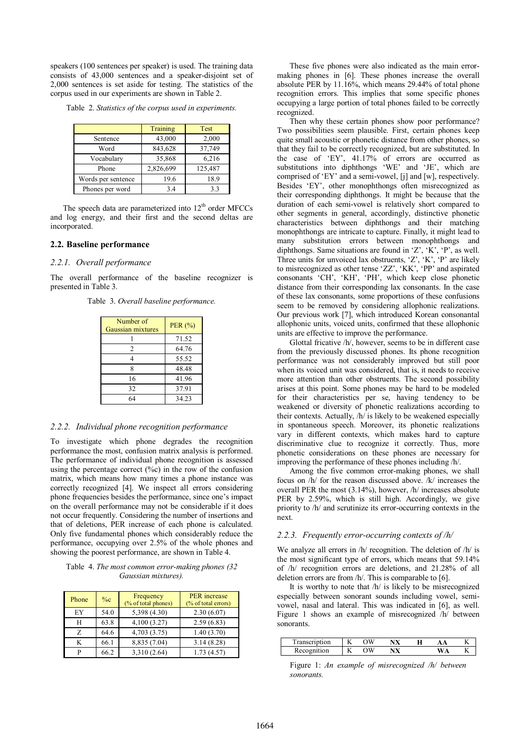speakers (100 sentences per speaker) is used. The training data consists of 43,000 sentences and a speaker-disjoint set of 2,000 sentences is set aside for testing. The statistics of the corpus used in our experiments are shown in Table 2.

Table 2. *Statistics of the corpus used in experiments.*

| | Training | Test |
|---|---|---|
| Sentence | 43,000 | 2,000 |
| Word | 843,628 | 37,749 |
| Vocabulary | 35,868 | 6,216 |
| Phone | 2,826,699 | 125,487 |
| Words per sentence | 19.6 | 18.9 |
| Phones per word | 3.4 | 3.3 |

The speech data are parameterized into 12th order MFCCs and log energy, and their first and the second deltas are incorporated.

### 2.2. Baseline performance

#### *2.2.1. Overall performance*

The overall performance of the baseline recognizer is presented in Table 3.

Table 3. *Overall baseline performance.*

| Number of Gaussian mixtures | PER (%) |
|---|---|
| 1 | 71.52 |
| 2 | 64.76 |
| 4 | 55.52 |
| 8 | 48.48 |
| 16 | 41.96 |
| 32 | 37.91 |
| 64 | 34.23 |

#### *2.2.2. Individual phone recognition performance*

To investigate which phone degrades the recognition performance the most, confusion matrix analysis is performed. The performance of individual phone recognition is assessed using the percentage correct (%c) in the row of the confusion matrix, which means how many times a phone instance was correctly recognized [4]. We inspect all errors considering phone frequencies besides the performance, since one's impact on the overall performance may not be considerable if it does not occur frequently. Considering the number of insertions and that of deletions, PER increase of each phone is calculated. Only five fundamental phones which considerably reduce the performance, occupying over 2.5% of the whole phones and showing the poorest performance, are shown in Table 4.

Table 4. *The most common error-making phones (32 Gaussian mixtures).*

| Phone | %c | Frequency (% of total phones) | PER increase (% of total errors) |
|---|---|---|---|
| EY | 54.0 | 5,398 (4.30) | 2.30 (6.07) |
| H | 63.8 | 4,100 (3.27) | 2.59 (6.83) |
| Z | 64.6 | 4,703 (3.75) | 1.40 (3.70) |
| K | 66.1 | 8,835 (7.04) | 3.14 (8.28) |
| P | 66.2 | 3,310 (2.64) | 1.73 (4.57) |

These five phones were also indicated as the main error-making phones in [6]. These phones increase the overall absolute PER by 11.16%, which means 29.44% of total phone recognition errors. This implies that some specific phones occupying a large portion of total phones failed to be correctly recognized.

Then why these certain phones show poor performance? Two possibilities seem plausible. First, certain phones keep quite small acoustic or phonetic distance from other phones, so that they fail to be correctly recognized, but are substituted. In the case of 'EY', 41.17% of errors are occurred as substitutions into diphthongs 'WE' and 'JE', which are comprised of 'EY' and a semi-vowel, [j] and [w], respectively. Besides 'EY', other monophthongs often misrecognized as their corresponding diphthongs. It might be because that the duration of each semi-vowel is relatively short compared to other segments in general, accordingly, distinctive phonetic characteristics between diphthongs and their matching monophthongs are intricate to capture. Finally, it might lead to many substitution errors between monophthongs and diphthongs. Same situations are found in 'Z', 'K', 'P', as well. Three units for unvoiced lax obstruents, 'Z', 'K', 'P' are likely to misrecognized as other tense 'ZZ', 'KK', 'PP' and aspirated consonants 'CH', 'KH', 'PH', which keep close phonetic distance from their corresponding lax consonants. In the case of these lax consonants, some proportions of these confusions seem to be removed by considering allophonic realizations. Our previous work [7], which introduced Korean consonantal allophonic units, voiced units, confirmed that these allophonic units are effective to improve the performance.

Glottal fricative /h/, however, seems to be in different case from the previously discussed phones. Its phone recognition performance was not considerably improved but still poor when its voiced unit was considered, that is, it needs to receive more attention than other obstruents. The second possibility arises at this point. Some phones may be hard to be modeled for their characteristics per se, having tendency to be weakened or diversity of phonetic realizations according to their contexts. Actually, /h/ is likely to be weakened especially in spontaneous speech. Moreover, its phonetic realizations vary in different contexts, which makes hard to capture discriminative clue to recognize it correctly. Thus, more phonetic considerations on these phones are necessary for improving the performance of these phones including /h/.

Among the five common error-making phones, we shall focus on /h/ for the reason discussed above. /k/ increases the overall PER the most (3.14%), however, /h/ increases absolute PER by 2.59%, which is still high. Accordingly, we give priority to /h/ and scrutinize its error-occurring contexts in the next.

#### *2.2.3. Frequently error-occurring contexts of /h/*

We analyze all errors in /h/ recognition. The deletion of /h/ is the most significant type of errors, which means that 59.14% of /h/ recognition errors are deletions, and 21.28% of all deletion errors are from /h/. This is comparable to [6].

It is worthy to note that /h/ is likely to be misrecognized especially between sonorant sounds including vowel, semi-vowel, nasal and lateral. This was indicated in [6], as well. Figure 1 shows an example of misrecognized /h/ between sonorants.

| Transcription | K | OW | **NX** | **H** | **AA** | K |
|---|---|---|---|---|---|---|
| Recognition | K | OW | **NX** | | **WA** | K |

Figure 1: *An example of misrecognized /h/ between sonorants.*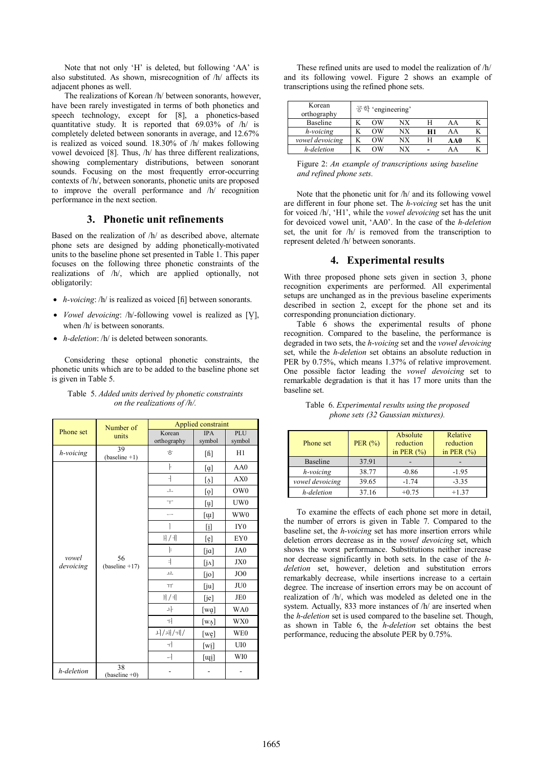Note that not only 'H' is deleted, but following 'AA' is also substituted. As shown, misrecognition of /h/ affects its adjacent phones as well.

The realizations of Korean /h/ between sonorants, however, have been rarely investigated in terms of both phonetics and speech technology, except for [8], a phonetics-based quantitative study. It is reported that 69.03% of /h/ is completely deleted between sonorants in average, and 12.67% is realized as voiced sound. 18.30% of /h/ makes following vowel devoiced [8]. Thus, /h/ has three different realizations, showing complementary distributions, between sonorant sounds. Focusing on the most frequently error-occurring contexts of /h/, between sonorants, phonetic units are proposed to improve the overall performance and /h/ recognition performance in the next section.

## 3. Phonetic unit refinements

Based on the realization of /h/ as described above, alternate phone sets are designed by adding phonetically-motivated units to the baseline phone set presented in Table 1. This paper focuses on the following three phonetic constraints of the realizations of /h/, which are applied optionally, not obligatorily:

- *h-voicing*: /h/ is realized as voiced [ɦ] between sonorants.
- *Vowel devoicing*: /h/-following vowel is realized as [V̥], when /h/ is between sonorants.
- *h-deletion*: /h/ is deleted between sonorants.

Considering these optional phonetic constraints, the phonetic units which are to be added to the baseline phone set is given in Table 5.

Table 5. *Added units derived by phonetic constraints on the realizations of /h/.*

| Phone set | Number of units | Applied constraint | | |
|---|---|---|---|---|
| | | Korean orthography | IPA symbol | PLU symbol |
| *h-voicing* | 39 (baseline +1) | ㅎ | [ɦ] | H1 |
| *vowel devoicing* | 56 (baseline +17) | ㅏ | [ɑ̥] | AA0 |
| | | ㅓ | [ʌ̥] | AX0 |
| | | ㅗ | [o̥] | OW0 |
| | | ㅜ | [u̥] | UW0 |
| | | ㅡ | [ɯ̥] | WW0 |
| | | ㅣ | [i̥] | IY0 |
| | | ㅐ/ㅔ | [e̥] | EY0 |
| | | ㅑ | [jɑ̥] | JA0 |
| | | ㅕ | [jʌ̥] | JX0 |
| | | ㅛ | [jo̥] | JO0 |
| | | ㅠ | [ju̥] | JU0 |
| | | ㅒ/ㅖ | [je̥] | JE0 |
| | | ㅘ | [wɑ̥] | WA0 |
| | | ㅝ | [wʌ̥] | WX0 |
| | | ㅚ/ㅙ/ㅞ/ | [we̥] | WE0 |
| | | ㅟ | [wi̥] | UI0 |
| | | ㅢ | [ɯi̥] | WI0 |
| *h-deletion* | 38 (baseline +0) | - | - | - |

These refined units are used to model the realization of /h/ and its following vowel. Figure 2 shows an example of transcriptions using the refined phone sets.

| Korean orthography | 공학 'engineering' | | | | | |
|---|---|---|---|---|---|---|
| Baseline | K | OW | NX | H | AA | K |
| *h-voicing* | K | OW | NX | **H1** | AA | K |
| *vowel devoicing* | K | OW | NX | H | **AA0** | K |
| *h-deletion* | K | OW | NX | **-** | AA | K |

Figure 2: *An example of transcriptions using baseline and refined phone sets.*

Note that the phonetic unit for /h/ and its following vowel are different in four phone sets. The *h-voicing* set has the unit for voiced /h/, 'H1', while the *vowel devoicing* set has the unit for devoiced vowel unit, 'AA0'. In the case of the *h-deletion* set, the unit for /h/ is removed from the transcription to represent deleted /h/ between sonorants.

## 4. Experimental results

With three proposed phone sets given in section 3, phone recognition experiments are performed. All experimental setups are unchanged as in the previous baseline experiments described in section 2, except for the phone set and its corresponding pronunciation dictionary.

Table 6 shows the experimental results of phone recognition. Compared to the baseline, the performance is degraded in two sets, the *h-voicing* set and the *vowel devoicing* set, while the *h-deletion* set obtains an absolute reduction in PER by 0.75%, which means 1.37% of relative improvement. One possible factor leading the *vowel devoicing* set to remarkable degradation is that it has 17 more units than the baseline set.

Table 6. *Experimental results using the proposed phone sets (32 Gaussian mixtures).*

| Phone set | PER (%) | Absolute reduction in PER (%) | Relative reduction in PER (%) |
|---|---|---|---|
| Baseline | 37.91 | - | - |
| *h-voicing* | 38.77 | -0.86 | -1.95 |
| *vowel devoicing* | 39.65 | -1.74 | -3.35 |
| *h-deletion* | 37.16 | +0.75 | +1.37 |

To examine the effects of each phone set more in detail, the number of errors is given in Table 7. Compared to the baseline set, the *h-voicing* set has more insertion errors while deletion errors decrease as in the *vowel devoicing* set, which shows the worst performance. Substitutions neither increase nor decrease significantly in both sets. In the case of the *h-deletion* set, however, deletion and substitution errors remarkably decrease, while insertions increase to a certain degree. The increase of insertion errors may be on account of realization of /h/, which was modeled as deleted one in the system. Actually, 833 more instances of /h/ are inserted when the *h-deletion* set is used compared to the baseline set. Though, as shown in Table 6, the *h-deletion* set obtains the best performance, reducing the absolute PER by 0.75%.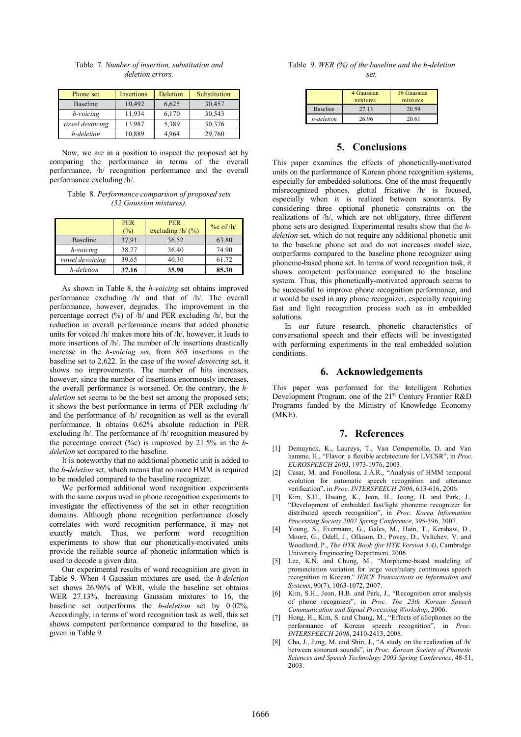Table 7. *Number of insertion, substitution and deletion errors.*

| Phone set | Insertions | Deletion | Substitution |
|---|---|---|---|
| Baseline | 10,492 | 6,625 | 30,457 |
| *h-voicing* | 11,934 | 6,170 | 30,543 |
| *vowel devoicing* | 13,987 | 5,389 | 30,376 |
| *h-deletion* | 10,889 | 4,964 | 29,760 |

Now, we are in a position to inspect the proposed set by comparing the performance in terms of the overall performance, /h/ recognition performance and the overall performance excluding /h/.

Table 8. *Performance comparison of proposed sets (32 Gaussian mixtures).*

| | PER (%) | PER excluding /h/ (%) | %c of /h/ |
|---|---|---|---|
| Baseline | 37.91 | 36.52 | 63.80 |
| *h-voicing* | 38.77 | 36.40 | 74.90 |
| *vowel devoicing* | 39.65 | 40.30 | 61.72 |
| *h-deletion* | **37.16** | **35.90** | **85.30** |

As shown in Table 8, the *h-voicing* set obtains improved performance excluding /h/ and that of /h/. The overall performance, however, degrades. The improvement in the percentage correct (%) of /h/ and PER excluding /h/, but the reduction in overall performance means that added phonetic units for voiced /h/ makes more hits of /h/, however, it leads to more insertions of /h/. The number of /h/ insertions drastically increase in the *h-voicing set*, from 863 insertions in the baseline set to 2,622. In the case of the *vowel devoicing* set, it shows no improvements. The number of hits increases, however, since the number of insertions enormously increases, the overall performance is worsened. On the contrary, the *h-deletion* set seems to be the best set among the proposed sets; it shows the best performance in terms of PER excluding /h/ and the performance of /h/ recognition as well as the overall performance. It obtains 0.62% absolute reduction in PER excluding /h/. The performance of /h/ recognition measured by the percentage correct (%c) is improved by 21.5% in the *h-deletion* set compared to the baseline.

It is noteworthy that no additional phonetic unit is added to the *h-deletion* set, which means that no more HMM is required to be modeled compared to the baseline recognizer.

We performed additional word recognition experiments with the same corpus used in phone recognition experiments to investigate the effectiveness of the set in other recognition domains. Although phone recognition performance closely correlates with word recognition performance, it may not exactly match. Thus, we perform word recognition experiments to show that our phonetically-motivated units provide the reliable source of phonetic information which is used to decode a given data.

Our experimental results of word recognition are given in Table 9. When 4 Gaussian mixtures are used, the *h-deletion* set shows 26.96% of WER, while the baseline set obtains WER 27.13%. Increasing Gaussian mixtures to 16, the baseline set outperforms the *h-deletion* set by 0.02%. Accordingly, in terms of word recognition task as well, this set shows competent performance compared to the baseline, as given in Table 9.

Table 9. *WER (%) of the baseline and the h-deletion set.*

| | 4 Gaussian mixtures | 16 Gaussian mixtures |
|---|---|---|
| Baseline | 27.13 | 20.59 |
| *h-deletion* | 26.96 | 20.61 |

## 5. Conclusions

This paper examines the effects of phonetically-motivated units on the performance of Korean phone recognition systems, especially for embedded-solutions. One of the most frequently misrecognized phones, glottal fricative /h/ is focused, especially when it is realized between sonorants. By considering three optional phonetic constraints on the realizations of /h/, which are not obligatory, three different phone sets are designed. Experimental results show that the *h-deletion* set, which do not require any additional phonetic unit to the baseline phone set and do not increases model size, outperforms compared to the baseline phone recognizer using phoneme-based phone set. In terms of word recognition task, it shows competent performance compared to the baseline system. Thus, this phonetically-motivated approach seems to be successful to improve phone recognition performance, and it would be used in any phone recognizer, especially requiring fast and light recognition process such as in embedded solutions.

In our future research, phonetic characteristics of conversational speech and their effects will be investigated with performing experiments in the real embedded solution conditions.

## 6. Acknowledgements

This paper was performed for the Intelligent Robotics Development Program, one of the 21st Century Frontier R&D Programs funded by the Ministry of Knowledge Economy (MKE).

## 7. References

[1] Demuynck, K., Laureys, T., Van Compernolle, D. and Van hamme, H., "Flavor: a flexible architecture for LVCSR", in *Proc. EUROSPEECH 2003*, 1973-1976, 2003.

[2] Casar, M. and Fonollosa, J.A.R., "Analysis of HMM temporal evolution for automatic speech recognition and utterance verification", in *Proc. INTERSPEECH 2006*, 613-616, 2006.

[3] Kim, S.H., Hwang, K., Jeon, H., Jeong, H. and Park, J., "Development of embedded fast/light phoneme recognizer for distributed speech recognition", in *Proc. Korea Information Processing Society 2007 Spring Conference*, 395-396, 2007.

[4] Young, S., Evermann, G., Gales, M., Hain, T., Kershaw, D., Moore, G., Odell, J., Ollason, D., Povey, D., Valtchev, V. and Woodland, P., *The HTK Book (for HTK Version 3.4)*, Cambridge University Engineering Department, 2006.

[5] Lee, K.N. and Chung, M., "Morpheme-based modeling of pronunciation variation for large vocabulary continuous speech recognition in Korean," *IEICE Transactions on Information and Systems*, 90(7), 1063-1072, 2007.

[6] Kim, S.H., Jeon, H.B. and Park, J., "Recognition error analysis of phone recognizer", in *Proc. The 23th Korean Speech Communication and Signal Processing Workshop*, 2006.

[7] Hong, H., Kim, S. and Chung, M., "Effects of allophones on the performance of Korean speech recognition", in *Proc. INTERSPEECH 2008*, 2410-2413, 2008.

[8] Cha, J., Jung, M. and Shin, J., "A study on the realization of /h/ between sonorant sounds", in *Proc. Korean Society of Phonetic Sciences and Speech Technology 2003 Spring Conference*, 48-51, 2003.